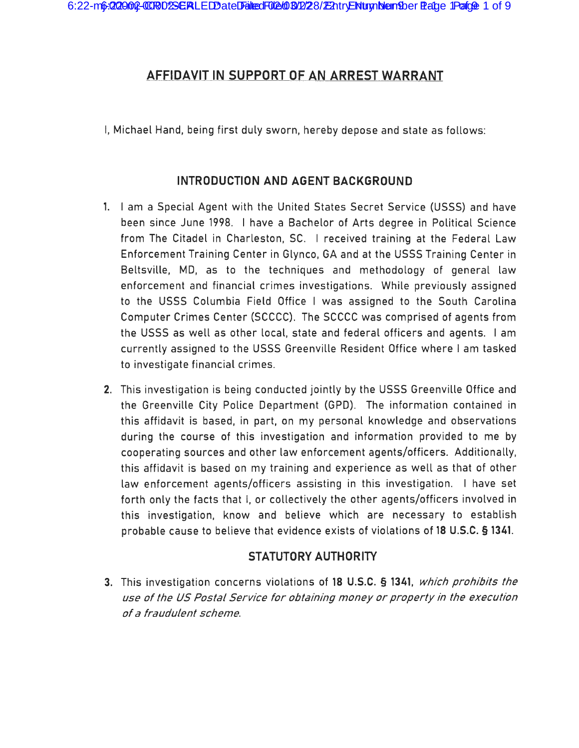# AFFIDAVIT IN SUPPORT OF AN ARREST WARRANT

I, Michael Hand, being first duly sworn, hereby depose and state as follows:

## INTRODUCTION AND AGENT BACKGROUND

1. I am a Special Agent with the United States Secret Service (USSS) and have been since June 1998. I have a Bachelor of Arts degree in Political Science from The Citadel in Charleston, SC. I received training at the Federal Law Enforcement Training Center in Glynco, GA and at the USSS Training Center in Beltsville, MD, as to the techniques and methodology of general law enforcement and financial crimes investigations. While previously assigned to the USSS Columbia Field Office I was assigned to the South Carolina Computer Crimes Center (SCCCC). The SCCCC was comprised of agents from the USSS as well as other local, state and federal officers and agents. I am currently assigned to the USSS Greenville Resident Office where I am tasked to investigate financial crimes.

2. This investigation is being conducted jointly by the USSS Greenville Office and the Greenville City Police Department (GPD). The information contained in this affidavit is based, in part, on my personal knowledge and observations during the course of this investigation and information provided to me by cooperating sources and other law enforcement agents/officers. Additionally, this affidavit is based on my training and experience as well as that of other law enforcement agents/officers assisting in this investigation. I have set forth only the facts that I, or collectively the other agents/officers involved in this investigation, know and believe which are necessary to establish probable cause to believe that evidence exists of violations of **18 U.S.C. § 1341**.

## STATUTORY AUTHORITY

3. This investigation concerns violations of **18 U.S.C. § 1341**, *which prohibits the use of the US Postal Service for obtaining money or property in the execution of a fraudulent scheme*.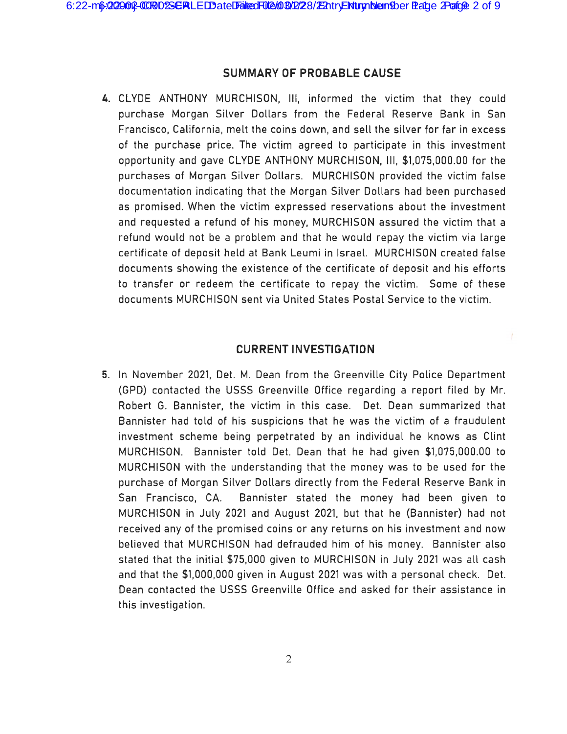## SUMMARY OF PROBABLE CAUSE

4. CLYDE ANTHONY MURCHISON, III, informed the victim that they could purchase Morgan Silver Dollars from the Federal Reserve Bank in San Francisco, California, melt the coins down, and sell the silver for far in excess of the purchase price. The victim agreed to participate in this investment opportunity and gave CLYDE ANTHONY MURCHISON, III, $1,075,000.00 for the purchases of Morgan Silver Dollars. MURCHISON provided the victim false documentation indicating that the Morgan Silver Dollars had been purchased as promised. When the victim expressed reservations about the investment and requested a refund of his money, MURCHISON assured the victim that a refund would not be a problem and that he would repay the victim via large certificate of deposit held at Bank Leumi in Israel. MURCHISON created false documents showing the existence of the certificate of deposit and his efforts to transfer or redeem the certificate to repay the victim. Some of these documents MURCHISON sent via United States Postal Service to the victim.

## CURRENT INVESTIGATION

5. In November 2021, Det. M. Dean from the Greenville City Police Department (GPD) contacted the USSS Greenville Office regarding a report filed by Mr. Robert G. Bannister, the victim in this case. Det. Dean summarized that Bannister had told of his suspicions that he was the victim of a fraudulent investment scheme being perpetrated by an individual he knows as Clint MURCHISON. Bannister told Det. Dean that he had given $1,075,000.00 to MURCHISON with the understanding that the money was to be used for the purchase of Morgan Silver Dollars directly from the Federal Reserve Bank in San Francisco, CA. Bannister stated the money had been given to MURCHISON in July 2021 and August 2021, but that he (Bannister) had not received any of the promised coins or any returns on his investment and now believed that MURCHISON had defrauded him of his money. Bannister also stated that the initial $75,000 given to MURCHISON in July 2021 was all cash and that the $1,000,000 given in August 2021 was with a personal check. Det. Dean contacted the USSS Greenville Office and asked for their assistance in this investigation.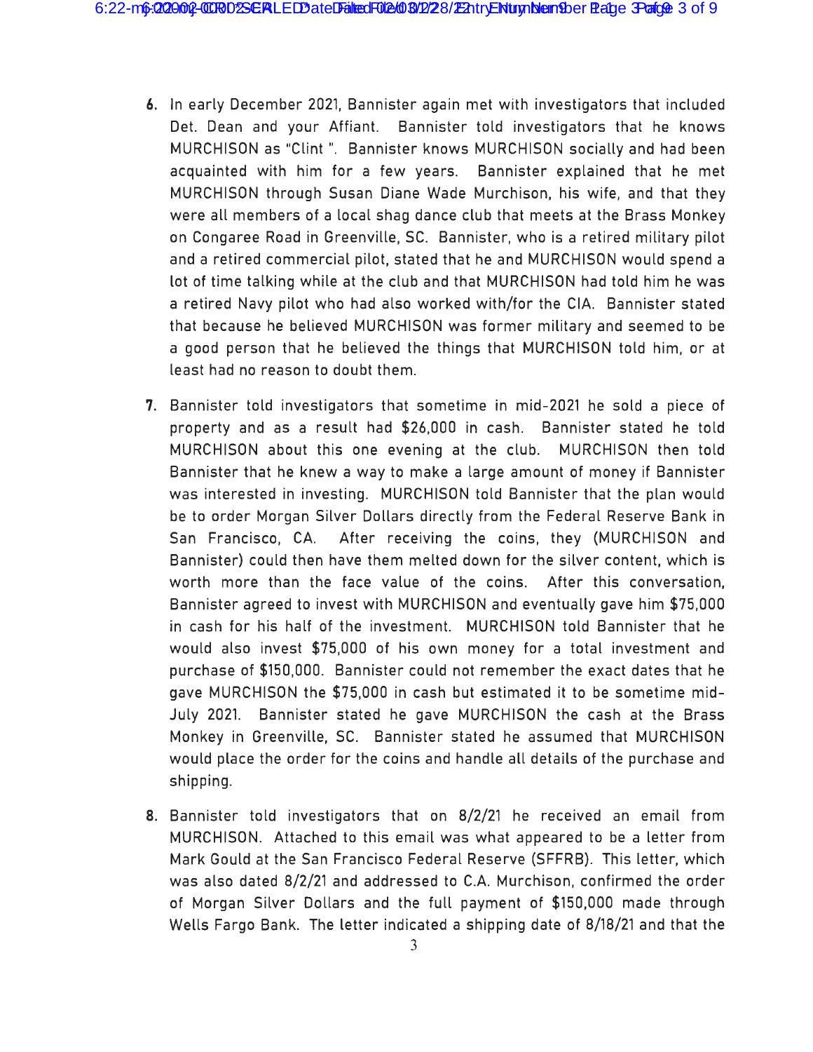6. In early December 2021, Bannister again met with investigators that included Det. Dean and your Affiant. Bannister told investigators that he knows MURCHISON as "Clint ". Bannister knows MURCHISON socially and had been acquainted with him for a few years. Bannister explained that he met MURCHISON through Susan Diane Wade Murchison, his wife, and that they were all members of a local shag dance club that meets at the Brass Monkey on Congaree Road in Greenville, SC. Bannister, who is a retired military pilot and a retired commercial pilot, stated that he and MURCHISON would spend a lot of time talking while at the club and that MURCHISON had told him he was a retired Navy pilot who had also worked with/for the CIA. Bannister stated that because he believed MURCHISON was former military and seemed to be a good person that he believed the things that MURCHISON told him, or at least had no reason to doubt them.

7. Bannister told investigators that sometime in mid-2021 he sold a piece of property and as a result had $26,000 in cash. Bannister stated he told MURCHISON about this one evening at the club. MURCHISON then told Bannister that he knew a way to make a large amount of money if Bannister was interested in investing. MURCHISON told Bannister that the plan would be to order Morgan Silver Dollars directly from the Federal Reserve Bank in San Francisco, CA. After receiving the coins, they (MURCHISON and Bannister) could then have them melted down for the silver content, which is worth more than the face value of the coins. After this conversation, Bannister agreed to invest with MURCHISON and eventually gave him $75,000 in cash for his half of the investment. MURCHISON told Bannister that he would also invest $75,000 of his own money for a total investment and purchase of $150,000. Bannister could not remember the exact dates that he gave MURCHISON the $75,000 in cash but estimated it to be sometime mid-July 2021. Bannister stated he gave MURCHISON the cash at the Brass Monkey in Greenville, SC. Bannister stated he assumed that MURCHISON would place the order for the coins and handle all details of the purchase and shipping.

8. Bannister told investigators that on 8/2/21 he received an email from MURCHISON. Attached to this email was what appeared to be a letter from Mark Gould at the San Francisco Federal Reserve (SFFRB). This letter, which was also dated 8/2/21 and addressed to C.A. Murchison, confirmed the order of Morgan Silver Dollars and the full payment of $150,000 made through Wells Fargo Bank. The letter indicated a shipping date of 8/18/21 and that the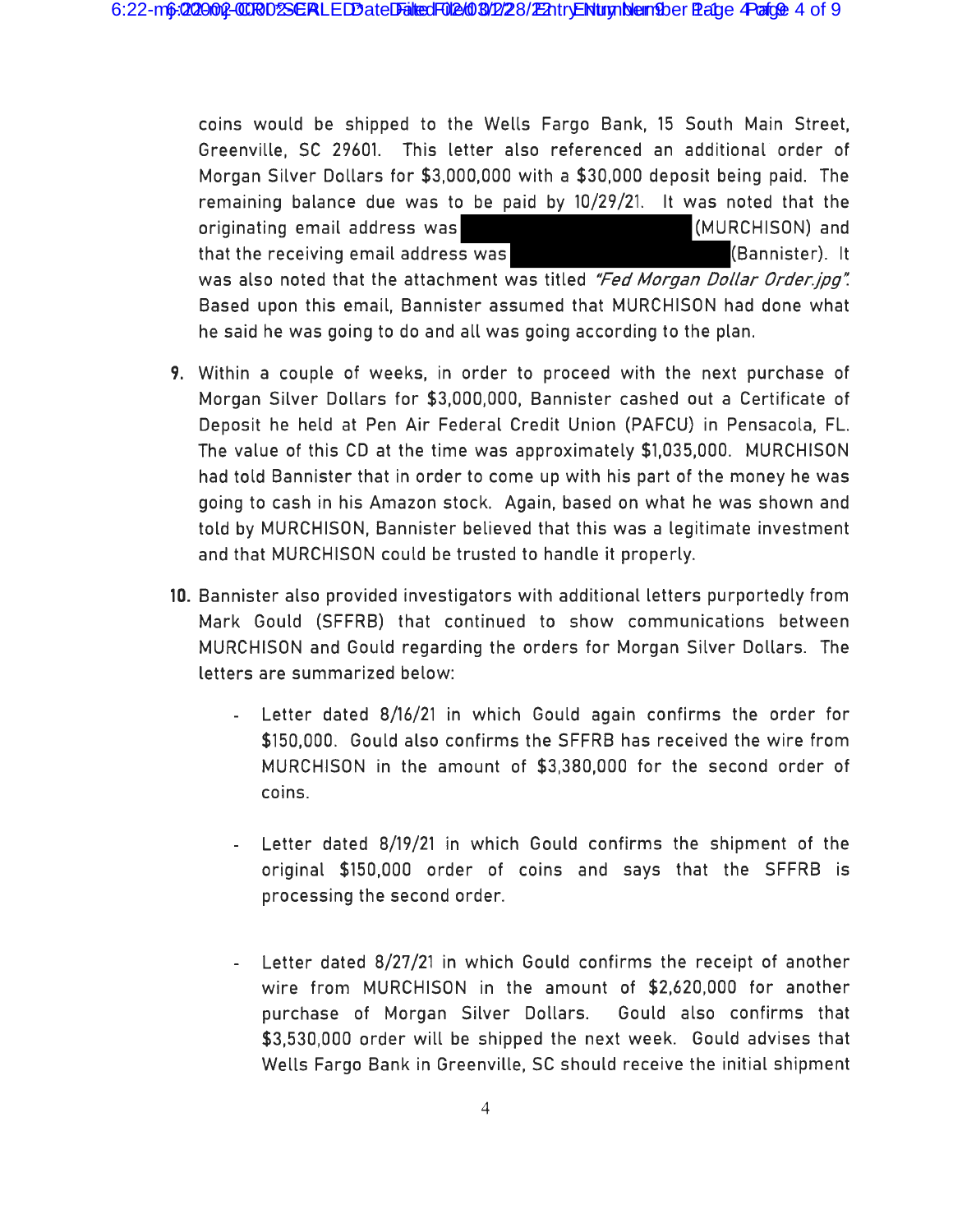coins would be shipped to the Wells Fargo Bank, 15 South Main Street, Greenville, SC 29601. This letter also referenced an additional order of Morgan Silver Dollars for $3,000,000 with a $30,000 deposit being paid. The remaining balance due was to be paid by 10/29/21. It was noted that the originating email address was (MURCHISON) and that the receiving email address was (Bannister). It was also noted that the attachment was titled *"Fed Morgan Dollar Order.jpg"*. Based upon this email, Bannister assumed that MURCHISON had done what he said he was going to do and all was going according to the plan.

9. Within a couple of weeks, in order to proceed with the next purchase of Morgan Silver Dollars for $3,000,000, Bannister cashed out a Certificate of Deposit he held at Pen Air Federal Credit Union (PAFCU) in Pensacola, FL. The value of this CD at the time was approximately $1,035,000. MURCHISON had told Bannister that in order to come up with his part of the money he was going to cash in his Amazon stock. Again, based on what he was shown and told by MURCHISON, Bannister believed that this was a legitimate investment and that MURCHISON could be trusted to handle it properly.

10. Bannister also provided investigators with additional letters purportedly from Mark Gould (SFFRB) that continued to show communications between MURCHISON and Gould regarding the orders for Morgan Silver Dollars. The letters are summarized below:

    - Letter dated 8/16/21 in which Gould again confirms the order for $150,000. Gould also confirms the SFFRB has received the wire from MURCHISON in the amount of $3,380,000 for the second order of coins.

    - Letter dated 8/19/21 in which Gould confirms the shipment of the original $150,000 order of coins and says that the SFFRB is processing the second order.

    - Letter dated 8/27/21 in which Gould confirms the receipt of another wire from MURCHISON in the amount of $2,620,000 for another purchase of Morgan Silver Dollars. Gould also confirms that $3,530,000 order will be shipped the next week. Gould advises that Wells Fargo Bank in Greenville, SC should receive the initial shipment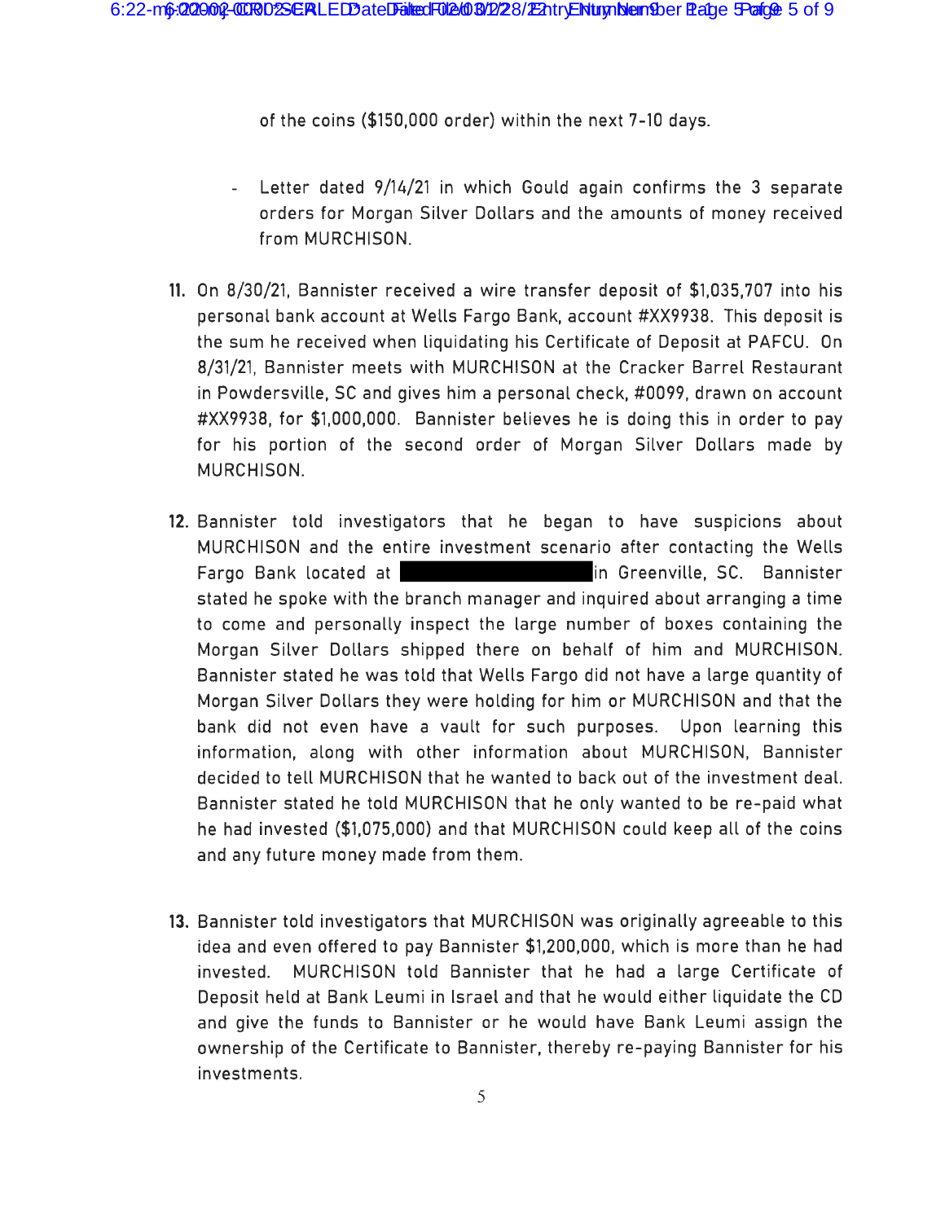of the coins ($150,000 order) within the next 7-10 days.

- Letter dated 9/14/21 in which Gould again confirms the 3 separate orders for Morgan Silver Dollars and the amounts of money received from MURCHISON.

11. On 8/30/21, Bannister received a wire transfer deposit of $1,035,707 into his personal bank account at Wells Fargo Bank, account #XX9938. This deposit is the sum he received when liquidating his Certificate of Deposit at PAFCU. On 8/31/21, Bannister meets with MURCHISON at the Cracker Barrel Restaurant in Powdersville, SC and gives him a personal check, #0099, drawn on account #XX9938, for $1,000,000. Bannister believes he is doing this in order to pay for his portion of the second order of Morgan Silver Dollars made by MURCHISON.

12. Bannister told investigators that he began to have suspicions about MURCHISON and the entire investment scenario after contacting the Wells Fargo Bank located at ████████████ in Greenville, SC. Bannister stated he spoke with the branch manager and inquired about arranging a time to come and personally inspect the large number of boxes containing the Morgan Silver Dollars shipped there on behalf of him and MURCHISON. Bannister stated he was told that Wells Fargo did not have a large quantity of Morgan Silver Dollars they were holding for him or MURCHISON and that the bank did not even have a vault for such purposes. Upon learning this information, along with other information about MURCHISON, Bannister decided to tell MURCHISON that he wanted to back out of the investment deal. Bannister stated he told MURCHISON that he only wanted to be re-paid what he had invested ($1,075,000) and that MURCHISON could keep all of the coins and any future money made from them.

13. Bannister told investigators that MURCHISON was originally agreeable to this idea and even offered to pay Bannister $1,200,000, which is more than he had invested. MURCHISON told Bannister that he had a large Certificate of Deposit held at Bank Leumi in Israel and that he would either liquidate the CD and give the funds to Bannister or he would have Bank Leumi assign the ownership of the Certificate to Bannister, thereby re-paying Bannister for his investments.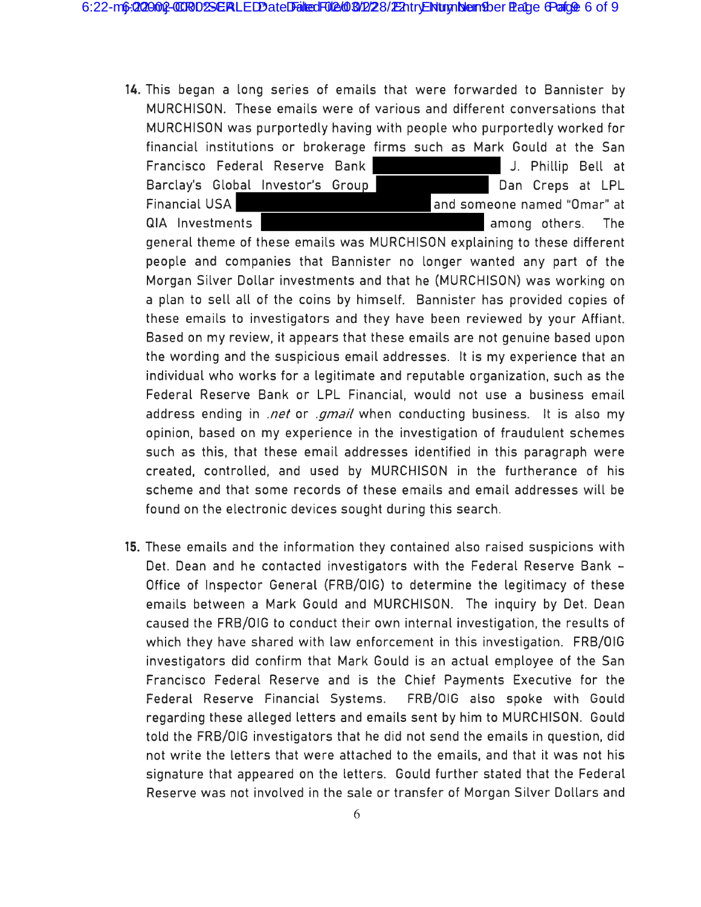14. This began a long series of emails that were forwarded to Bannister by MURCHISON. These emails were of various and different conversations that MURCHISON was purportedly having with people who purportedly worked for financial institutions or brokerage firms such as Mark Gould at the San Francisco Federal Reserve Bank ██████████ J. Phillip Bell at Barclay's Global Investor's Group ██████████ Dan Creps at LPL Financial USA ██████████ and someone named "Omar" at QIA Investments ██████████ among others. The general theme of these emails was MURCHISON explaining to these different people and companies that Bannister no longer wanted any part of the Morgan Silver Dollar investments and that he (MURCHISON) was working on a plan to sell all of the coins by himself. Bannister has provided copies of these emails to investigators and they have been reviewed by your Affiant. Based on my review, it appears that these emails are not genuine based upon the wording and the suspicious email addresses. It is my experience that an individual who works for a legitimate and reputable organization, such as the Federal Reserve Bank or LPL Financial, would not use a business email address ending in *.net* or *.gmail* when conducting business. It is also my opinion, based on my experience in the investigation of fraudulent schemes such as this, that these email addresses identified in this paragraph were created, controlled, and used by MURCHISON in the furtherance of his scheme and that some records of these emails and email addresses will be found on the electronic devices sought during this search.

15. These emails and the information they contained also raised suspicions with Det. Dean and he contacted investigators with the Federal Reserve Bank – Office of Inspector General (FRB/OIG) to determine the legitimacy of these emails between a Mark Gould and MURCHISON. The inquiry by Det. Dean caused the FRB/OIG to conduct their own internal investigation, the results of which they have shared with law enforcement in this investigation. FRB/OIG investigators did confirm that Mark Gould is an actual employee of the San Francisco Federal Reserve and is the Chief Payments Executive for the Federal Reserve Financial Systems. FRB/OIG also spoke with Gould regarding these alleged letters and emails sent by him to MURCHISON. Gould told the FRB/OIG investigators that he did not send the emails in question, did not write the letters that were attached to the emails, and that it was not his signature that appeared on the letters. Gould further stated that the Federal Reserve was not involved in the sale or transfer of Morgan Silver Dollars and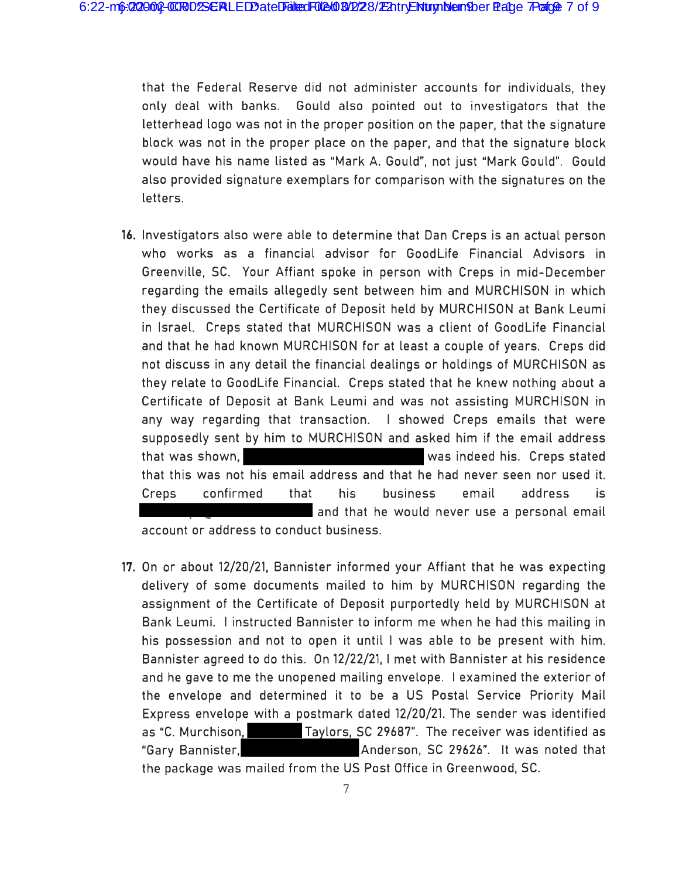that the Federal Reserve did not administer accounts for individuals, they only deal with banks. Gould also pointed out to investigators that the letterhead logo was not in the proper position on the paper, that the signature block was not in the proper place on the paper, and that the signature block would have his name listed as "Mark A. Gould", not just "Mark Gould". Gould also provided signature exemplars for comparison with the signatures on the letters.

16. Investigators also were able to determine that Dan Creps is an actual person who works as a financial advisor for GoodLife Financial Advisors in Greenville, SC. Your Affiant spoke in person with Creps in mid-December regarding the emails allegedly sent between him and MURCHISON in which they discussed the Certificate of Deposit held by MURCHISON at Bank Leumi in Israel. Creps stated that MURCHISON was a client of GoodLife Financial and that he had known MURCHISON for at least a couple of years. Creps did not discuss in any detail the financial dealings or holdings of MURCHISON as they relate to GoodLife Financial. Creps stated that he knew nothing about a Certificate of Deposit at Bank Leumi and was not assisting MURCHISON in any way regarding that transaction. I showed Creps emails that were supposedly sent by him to MURCHISON and asked him if the email address that was shown, [REDACTED] was indeed his. Creps stated that this was not his email address and that he had never seen nor used it. Creps confirmed that his business email address is [REDACTED] and that he would never use a personal email account or address to conduct business.

17. On or about 12/20/21, Bannister informed your Affiant that he was expecting delivery of some documents mailed to him by MURCHISON regarding the assignment of the Certificate of Deposit purportedly held by MURCHISON at Bank Leumi. I instructed Bannister to inform me when he had this mailing in his possession and not to open it until I was able to be present with him. Bannister agreed to do this. On 12/22/21, I met with Bannister at his residence and he gave to me the unopened mailing envelope. I examined the exterior of the envelope and determined it to be a US Postal Service Priority Mail Express envelope with a postmark dated 12/20/21. The sender was identified as "C. Murchison, [REDACTED] Taylors, SC 29687". The receiver was identified as "Gary Bannister, [REDACTED] Anderson, SC 29626". It was noted that the package was mailed from the US Post Office in Greenwood, SC.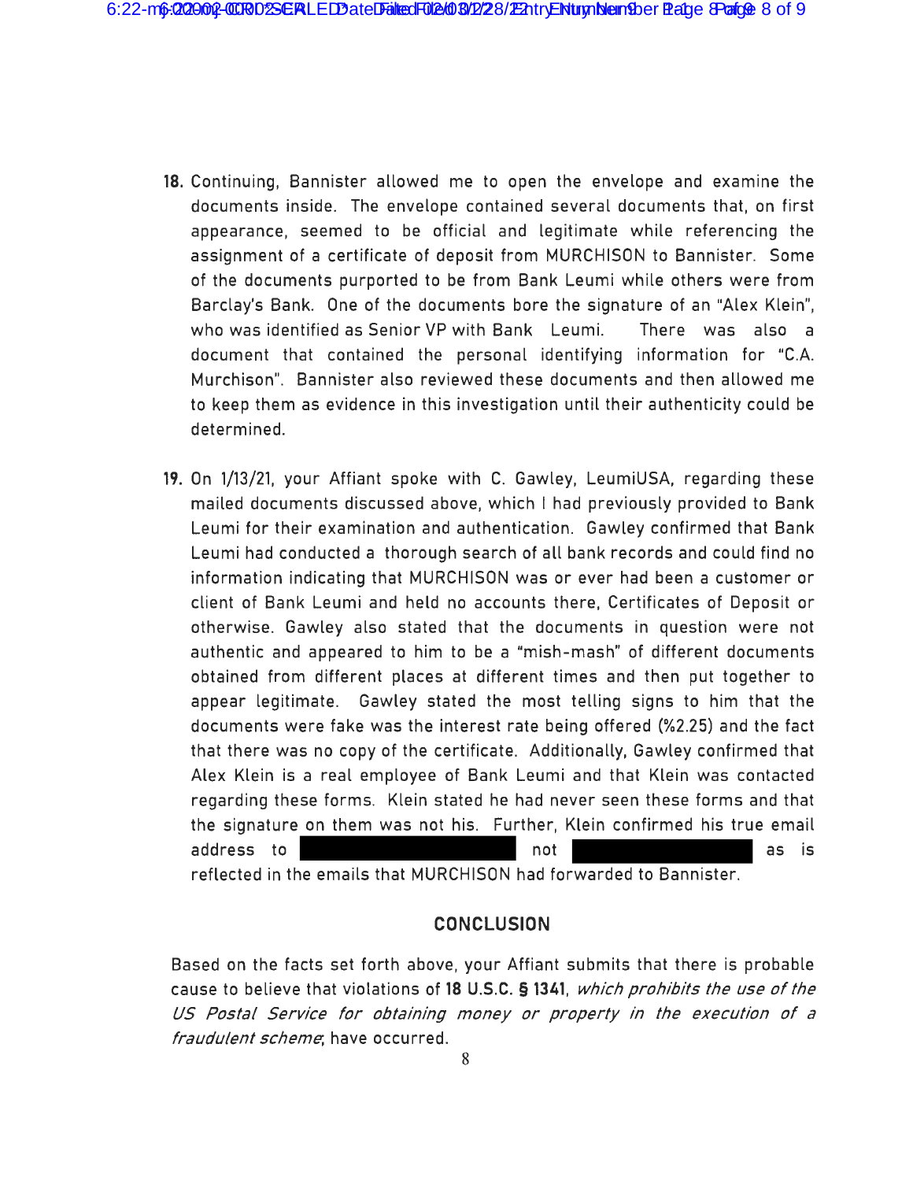**18.** Continuing, Bannister allowed me to open the envelope and examine the documents inside. The envelope contained several documents that, on first appearance, seemed to be official and legitimate while referencing the assignment of a certificate of deposit from MURCHISON to Bannister. Some of the documents purported to be from Bank Leumi while others were from Barclay's Bank. One of the documents bore the signature of an "Alex Klein", who was identified as Senior VP with Bank Leumi. There was also a document that contained the personal identifying information for "C.A. Murchison". Bannister also reviewed these documents and then allowed me to keep them as evidence in this investigation until their authenticity could be determined.

**19.** On 1/13/21, your Affiant spoke with C. Gawley, LeumiUSA, regarding these mailed documents discussed above, which I had previously provided to Bank Leumi for their examination and authentication. Gawley confirmed that Bank Leumi had conducted a thorough search of all bank records and could find no information indicating that MURCHISON was or ever had been a customer or client of Bank Leumi and held no accounts there, Certificates of Deposit or otherwise. Gawley also stated that the documents in question were not authentic and appeared to him to be a "mish-mash" of different documents obtained from different places at different times and then put together to appear legitimate. Gawley stated the most telling signs to him that the documents were fake was the interest rate being offered (%2.25) and the fact that there was no copy of the certificate. Additionally, Gawley confirmed that Alex Klein is a real employee of Bank Leumi and that Klein was contacted regarding these forms. Klein stated he had never seen these forms and that the signature on them was not his. Further, Klein confirmed his true email address to [REDACTED] not [REDACTED] as is reflected in the emails that MURCHISON had forwarded to Bannister.

## CONCLUSION

Based on the facts set forth above, your Affiant submits that there is probable cause to believe that violations of **18 U.S.C. § 1341**, *which prohibits the use of the US Postal Service for obtaining money or property in the execution of a fraudulent scheme*, have occurred.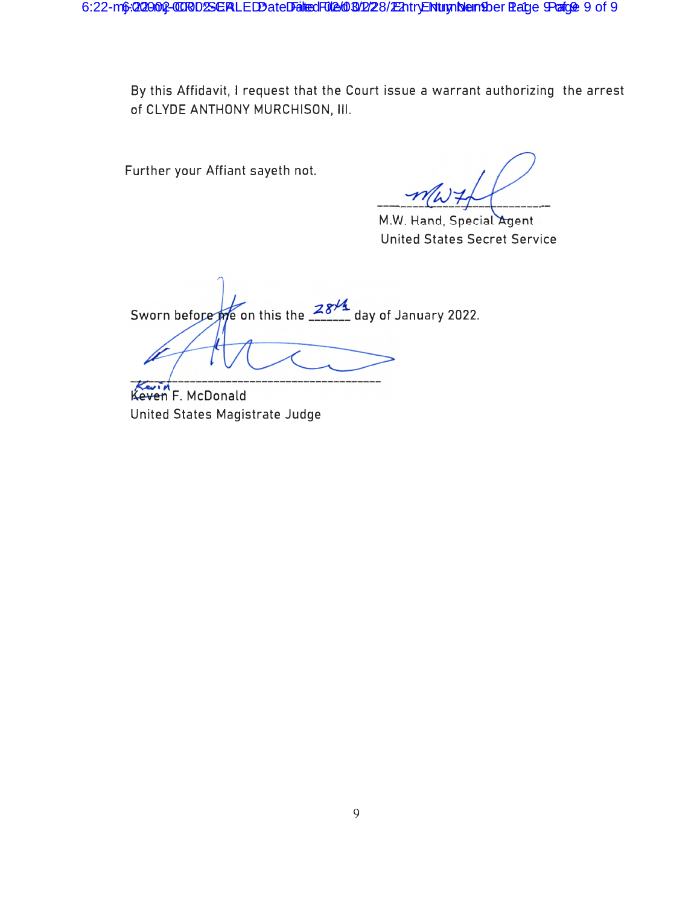By this Affidavit, I request that the Court issue a warrant authorizing the arrest of CLYDE ANTHONY MURCHISON, III.

Further your Affiant sayeth not.

M.W. Hand, Special Agent
United States Secret Service

Sworn before me on this the 28th day of January 2022.

Kevin ~~Keven~~ F. McDonald
United States Magistrate Judge